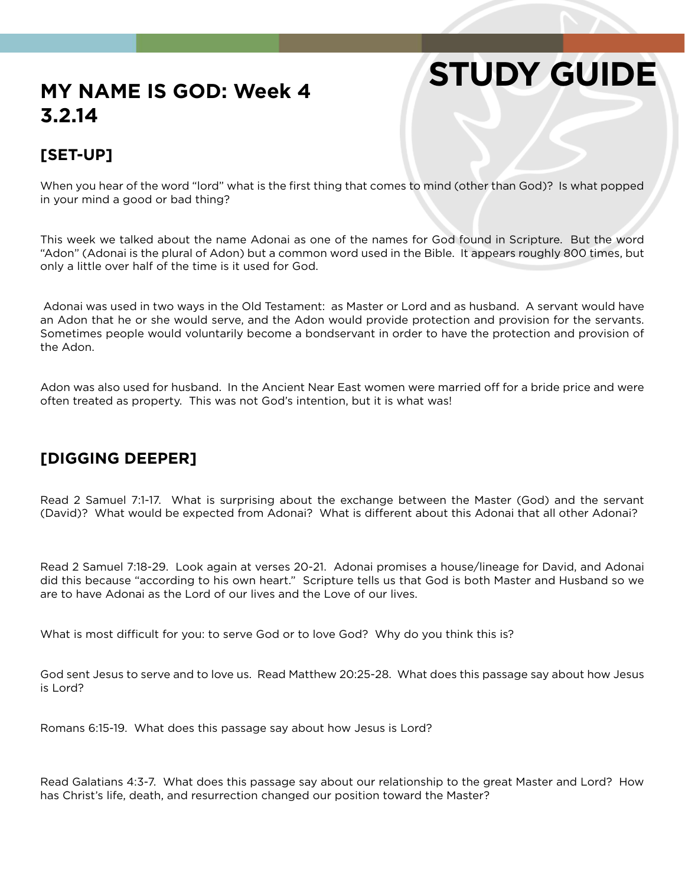# STUDY GUIDE

## MY NAME IS GOD: Week 4
## 3.2.14

### [SET-UP]

When you hear of the word "lord" what is the first thing that comes to mind (other than God)? Is what popped in your mind a good or bad thing?

This week we talked about the name Adonai as one of the names for God found in Scripture. But the word "Adon" (Adonai is the plural of Adon) but a common word used in the Bible. It appears roughly 800 times, but only a little over half of the time is it used for God.

Adonai was used in two ways in the Old Testament: as Master or Lord and as husband. A servant would have an Adon that he or she would serve, and the Adon would provide protection and provision for the servants. Sometimes people would voluntarily become a bondservant in order to have the protection and provision of the Adon.

Adon was also used for husband. In the Ancient Near East women were married off for a bride price and were often treated as property. This was not God's intention, but it is what was!

### [DIGGING DEEPER]

Read 2 Samuel 7:1-17. What is surprising about the exchange between the Master (God) and the servant (David)? What would be expected from Adonai? What is different about this Adonai that all other Adonai?

Read 2 Samuel 7:18-29. Look again at verses 20-21. Adonai promises a house/lineage for David, and Adonai did this because "according to his own heart." Scripture tells us that God is both Master and Husband so we are to have Adonai as the Lord of our lives and the Love of our lives.

What is most difficult for you: to serve God or to love God? Why do you think this is?

God sent Jesus to serve and to love us. Read Matthew 20:25-28. What does this passage say about how Jesus is Lord?

Romans 6:15-19. What does this passage say about how Jesus is Lord?

Read Galatians 4:3-7. What does this passage say about our relationship to the great Master and Lord? How has Christ's life, death, and resurrection changed our position toward the Master?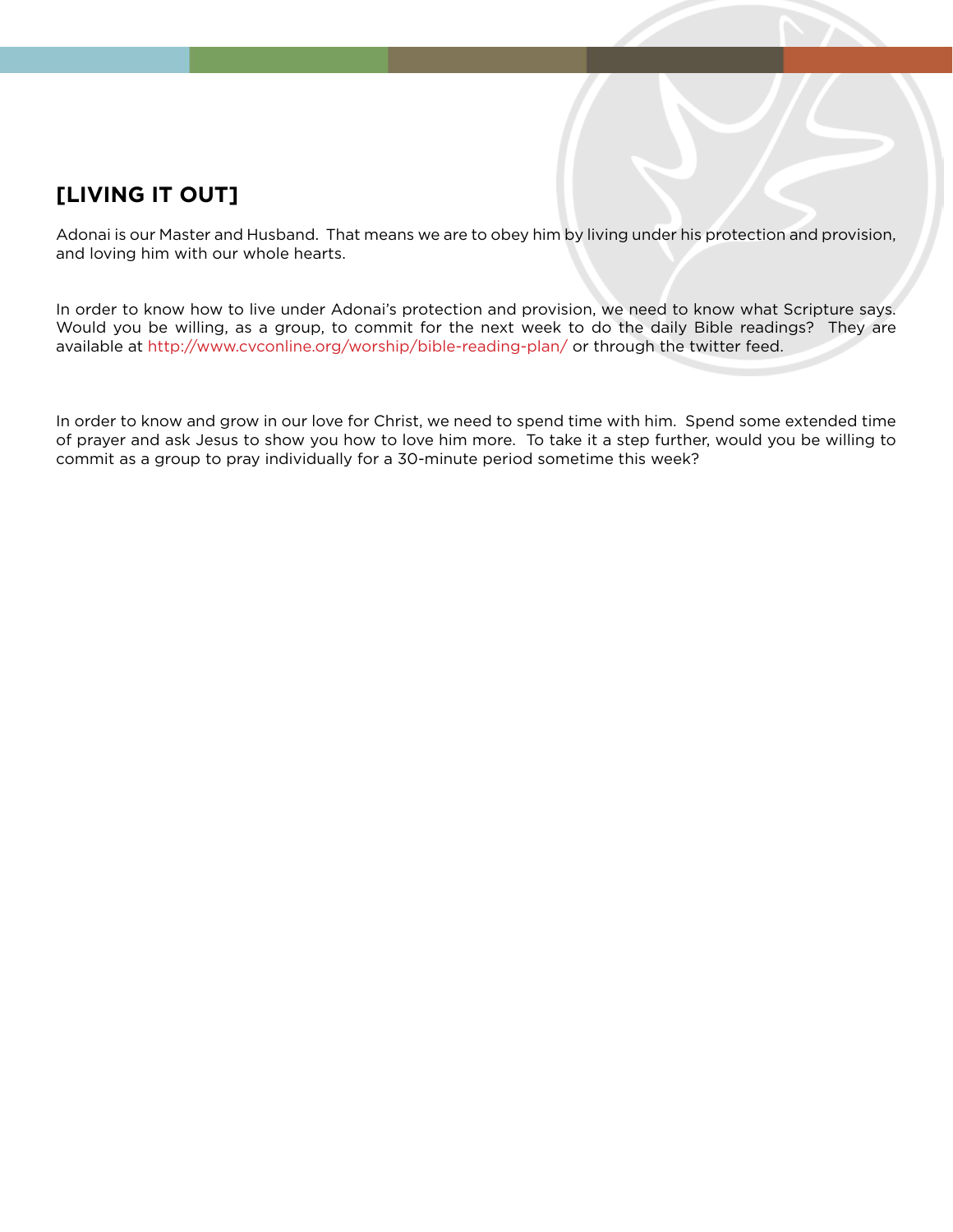## [LIVING IT OUT]

Adonai is our Master and Husband. That means we are to obey him by living under his protection and provision, and loving him with our whole hearts.

In order to know how to live under Adonai's protection and provision, we need to know what Scripture says. Would you be willing, as a group, to commit for the next week to do the daily Bible readings? They are available at http://www.cvconline.org/worship/bible-reading-plan/ or through the twitter feed.

In order to know and grow in our love for Christ, we need to spend time with him. Spend some extended time of prayer and ask Jesus to show you how to love him more. To take it a step further, would you be willing to commit as a group to pray individually for a 30-minute period sometime this week?